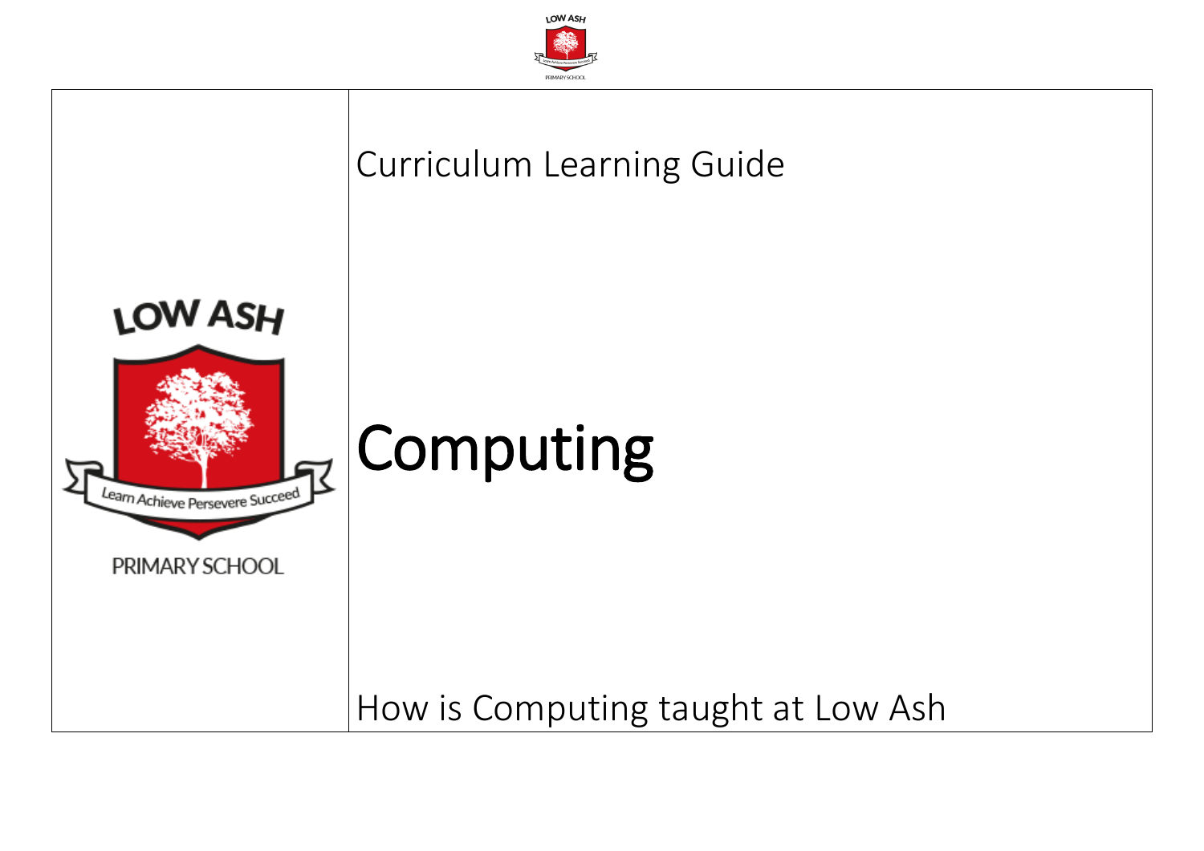Curriculum Learning Guide

# Computing

How is Computing taught at Low Ash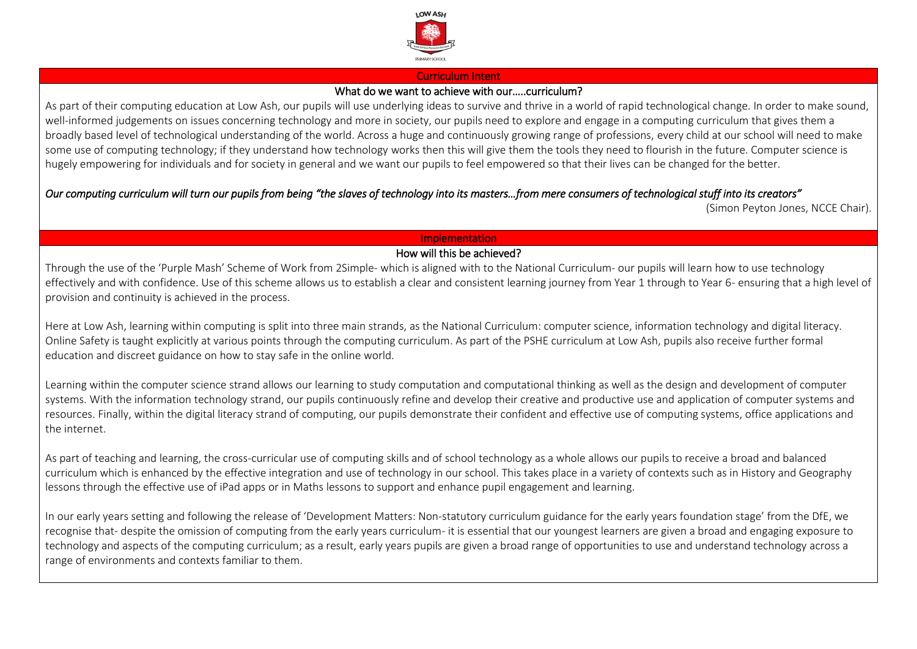## Curriculum Intent

### What do we want to achieve with our.....curriculum?

As part of their computing education at Low Ash, our pupils will use underlying ideas to survive and thrive in a world of rapid technological change. In order to make sound, well-informed judgements on issues concerning technology and more in society, our pupils need to explore and engage in a computing curriculum that gives them a broadly based level of technological understanding of the world. Across a huge and continuously growing range of professions, every child at our school will need to make some use of computing technology; if they understand how technology works then this will give them the tools they need to flourish in the future. Computer science is hugely empowering for individuals and for society in general and we want our pupils to feel empowered so that their lives can be changed for the better.

*Our computing curriculum will turn our pupils from being "the slaves of technology into its masters…from mere consumers of technological stuff into its creators"*

(Simon Peyton Jones, NCCE Chair).

## Implementation

### How will this be achieved?

Through the use of the 'Purple Mash' Scheme of Work from 2Simple- which is aligned with to the National Curriculum- our pupils will learn how to use technology effectively and with confidence. Use of this scheme allows us to establish a clear and consistent learning journey from Year 1 through to Year 6- ensuring that a high level of provision and continuity is achieved in the process.

Here at Low Ash, learning within computing is split into three main strands, as the National Curriculum: computer science, information technology and digital literacy. Online Safety is taught explicitly at various points through the computing curriculum. As part of the PSHE curriculum at Low Ash, pupils also receive further formal education and discreet guidance on how to stay safe in the online world.

Learning within the computer science strand allows our learning to study computation and computational thinking as well as the design and development of computer systems. With the information technology strand, our pupils continuously refine and develop their creative and productive use and application of computer systems and resources. Finally, within the digital literacy strand of computing, our pupils demonstrate their confident and effective use of computing systems, office applications and the internet.

As part of teaching and learning, the cross-curricular use of computing skills and of school technology as a whole allows our pupils to receive a broad and balanced curriculum which is enhanced by the effective integration and use of technology in our school. This takes place in a variety of contexts such as in History and Geography lessons through the effective use of iPad apps or in Maths lessons to support and enhance pupil engagement and learning.

In our early years setting and following the release of 'Development Matters: Non-statutory curriculum guidance for the early years foundation stage' from the DfE, we recognise that- despite the omission of computing from the early years curriculum- it is essential that our youngest learners are given a broad and engaging exposure to technology and aspects of the computing curriculum; as a result, early years pupils are given a broad range of opportunities to use and understand technology across a range of environments and contexts familiar to them.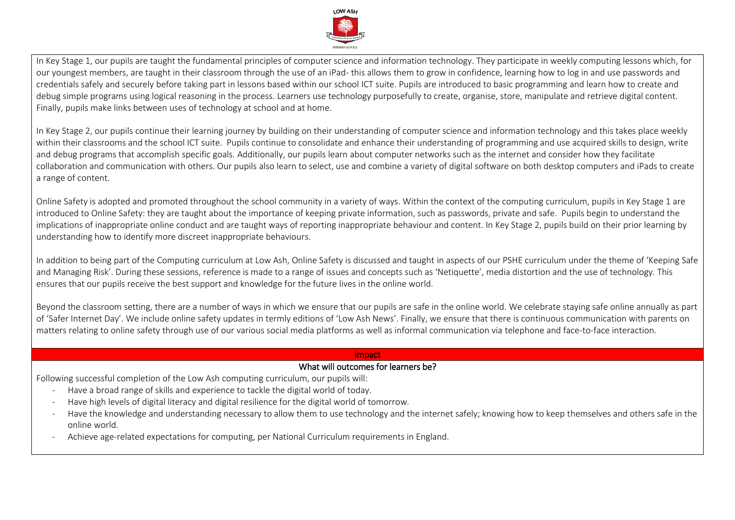In Key Stage 1, our pupils are taught the fundamental principles of computer science and information technology. They participate in weekly computing lessons which, for our youngest members, are taught in their classroom through the use of an iPad- this allows them to grow in confidence, learning how to log in and use passwords and credentials safely and securely before taking part in lessons based within our school ICT suite. Pupils are introduced to basic programming and learn how to create and debug simple programs using logical reasoning in the process. Learners use technology purposefully to create, organise, store, manipulate and retrieve digital content. Finally, pupils make links between uses of technology at school and at home.

In Key Stage 2, our pupils continue their learning journey by building on their understanding of computer science and information technology and this takes place weekly within their classrooms and the school ICT suite. Pupils continue to consolidate and enhance their understanding of programming and use acquired skills to design, write and debug programs that accomplish specific goals. Additionally, our pupils learn about computer networks such as the internet and consider how they facilitate collaboration and communication with others. Our pupils also learn to select, use and combine a variety of digital software on both desktop computers and iPads to create a range of content.

Online Safety is adopted and promoted throughout the school community in a variety of ways. Within the context of the computing curriculum, pupils in Key Stage 1 are introduced to Online Safety: they are taught about the importance of keeping private information, such as passwords, private and safe. Pupils begin to understand the implications of inappropriate online conduct and are taught ways of reporting inappropriate behaviour and content. In Key Stage 2, pupils build on their prior learning by understanding how to identify more discreet inappropriate behaviours.

In addition to being part of the Computing curriculum at Low Ash, Online Safety is discussed and taught in aspects of our PSHE curriculum under the theme of 'Keeping Safe and Managing Risk'. During these sessions, reference is made to a range of issues and concepts such as 'Netiquette', media distortion and the use of technology. This ensures that our pupils receive the best support and knowledge for the future lives in the online world.

Beyond the classroom setting, there are a number of ways in which we ensure that our pupils are safe in the online world. We celebrate staying safe online annually as part of 'Safer Internet Day'. We include online safety updates in termly editions of 'Low Ash News'. Finally, we ensure that there is continuous communication with parents on matters relating to online safety through use of our various social media platforms as well as informal communication via telephone and face-to-face interaction.

## Impact

### What will outcomes for learners be?

Following successful completion of the Low Ash computing curriculum, our pupils will:

- Have a broad range of skills and experience to tackle the digital world of today.
- Have high levels of digital literacy and digital resilience for the digital world of tomorrow.
- Have the knowledge and understanding necessary to allow them to use technology and the internet safely; knowing how to keep themselves and others safe in the online world.
- Achieve age-related expectations for computing, per National Curriculum requirements in England.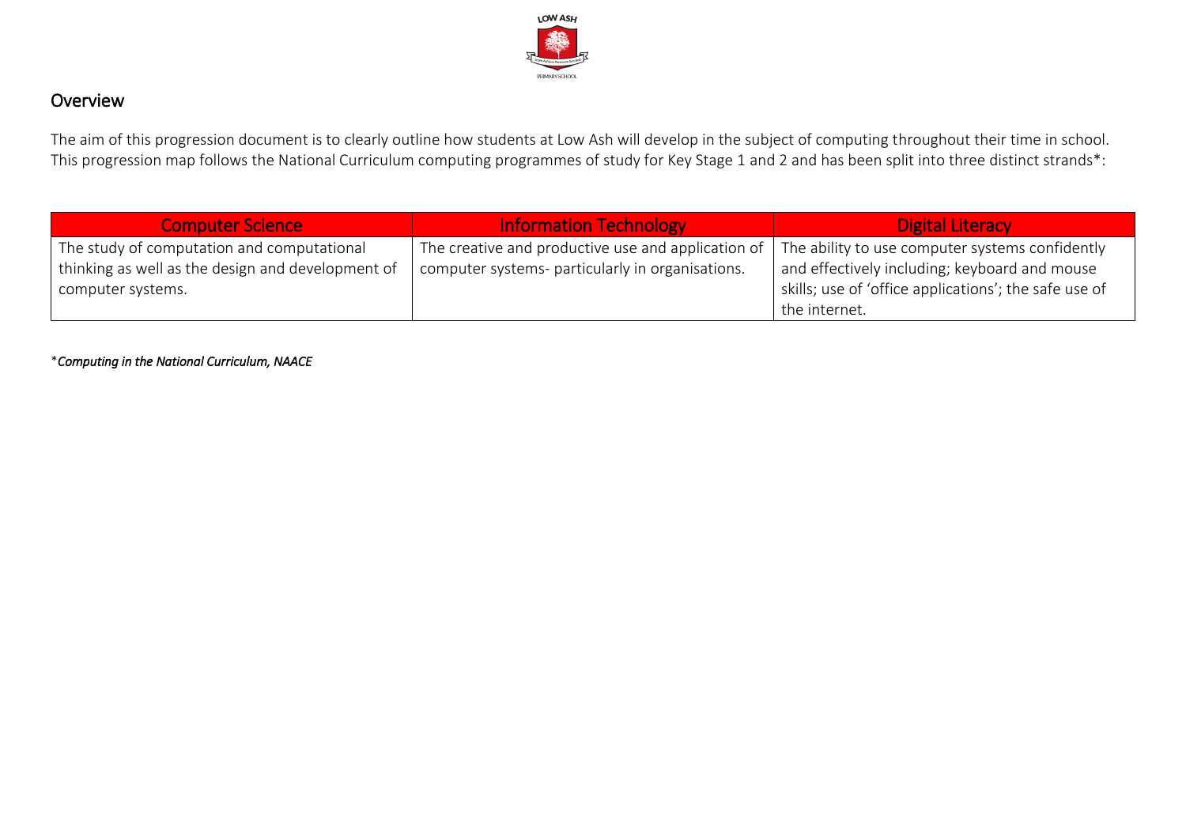## Overview

The aim of this progression document is to clearly outline how students at Low Ash will develop in the subject of computing throughout their time in school. This progression map follows the National Curriculum computing programmes of study for Key Stage 1 and 2 and has been split into three distinct strands*:

| Computer Science | Information Technology | Digital Literacy |
| --- | --- | --- |
| The study of computation and computational thinking as well as the design and development of computer systems. | The creative and productive use and application of computer systems- particularly in organisations. | The ability to use computer systems confidently and effectively including; keyboard and mouse skills; use of 'office applications'; the safe use of the internet. |

**\****Computing in the National Curriculum, NAACE***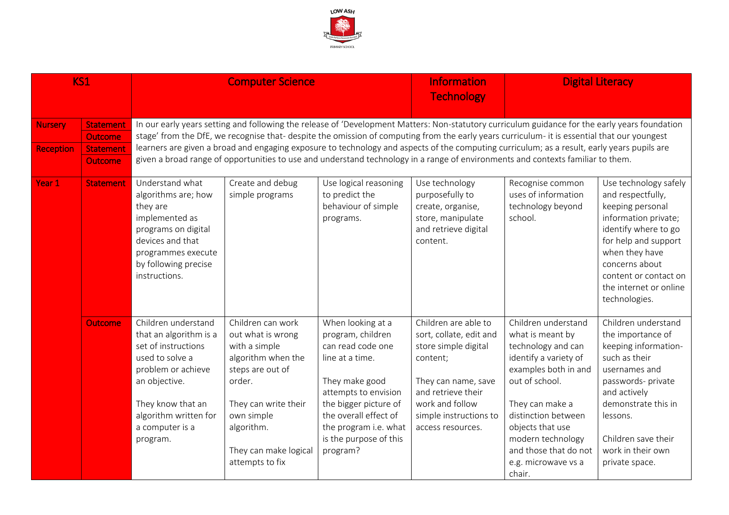| KS1 | | Computer Science | | | Information Technology | Digital Literacy | |
|---|---|---|---|---|---|---|---|
| Nursery | Statement | In our early years setting and following the release of 'Development Matters: Non-statutory curriculum guidance for the early years foundation stage' from the DfE, we recognise that- despite the omission of computing from the early years curriculum- it is essential that our youngest learners are given a broad and engaging exposure to technology and aspects of the computing curriculum; as a result, early years pupils are given a broad range of opportunities to use and understand technology in a range of environments and contexts familiar to them. | | | | | |
| | Outcome | | | | | | |
| Reception | Statement | | | | | | |
| | Outcome | | | | | | |
| Year 1 | Statement | Understand what algorithms are; how they are implemented as programs on digital devices and that programmes execute by following precise instructions. | Create and debug simple programs | Use logical reasoning to predict the behaviour of simple programs. | Use technology purposefully to create, organise, store, manipulate and retrieve digital content. | Recognise common uses of information technology beyond school. | Use technology safely and respectfully, keeping personal information private; identify where to go for help and support when they have concerns about content or contact on the internet or online technologies. |
| | Outcome | Children understand that an algorithm is a set of instructions used to solve a problem or achieve an objective.<br><br>They know that an algorithm written for a computer is a program. | Children can work out what is wrong with a simple algorithm when the steps are out of order.<br><br>They can write their own simple algorithm.<br><br>They can make logical attempts to fix | When looking at a program, children can read code one line at a time.<br><br>They make good attempts to envision the bigger picture of the overall effect of the program i.e. what is the purpose of this program? | Children are able to sort, collate, edit and store simple digital content;<br><br>They can name, save and retrieve their work and follow simple instructions to access resources. | Children understand what is meant by technology and can identify a variety of examples both in and out of school.<br><br>They can make a distinction between objects that use modern technology and those that do not e.g. microwave vs a chair. | Children understand the importance of keeping information- such as their usernames and passwords- private and actively demonstrate this in lessons.<br><br>Children save their work in their own private space. |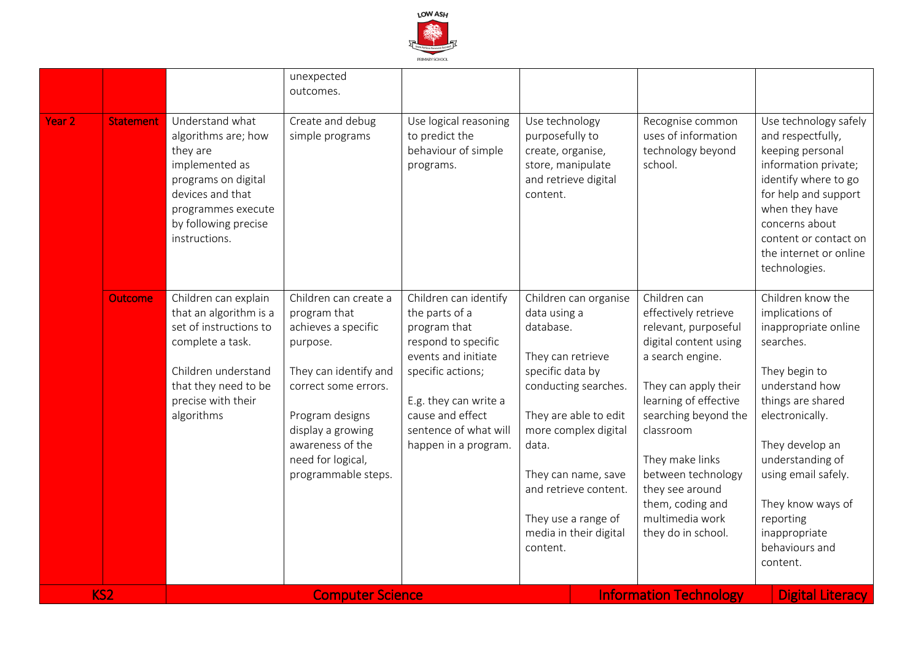| | | | | | | | |
|---|---|---|---|---|---|---|---|
| | | | unexpected outcomes. | | | | |
| Year 2 | Statement | Understand what algorithms are; how they are implemented as programs on digital devices and that programmes execute by following precise instructions. | Create and debug simple programs | Use logical reasoning to predict the behaviour of simple programs. | Use technology purposefully to create, organise, store, manipulate and retrieve digital content. | Recognise common uses of information technology beyond school. | Use technology safely and respectfully, keeping personal information private; identify where to go for help and support when they have concerns about content or contact on the internet or online technologies. |
| | Outcome | Children can explain that an algorithm is a set of instructions to complete a task.<br><br>Children understand that they need to be precise with their algorithms | Children can create a program that achieves a specific purpose.<br><br>They can identify and correct some errors.<br><br>Program designs display a growing awareness of the need for logical, programmable steps. | Children can identify the parts of a program that respond to specific events and initiate specific actions;<br><br>E.g. they can write a cause and effect sentence of what will happen in a program. | Children can organise data using a database.<br><br>They can retrieve specific data by conducting searches.<br><br>They are able to edit more complex digital data.<br><br>They can name, save and retrieve content.<br><br>They use a range of media in their digital content. | Children can effectively retrieve relevant, purposeful digital content using a search engine.<br><br>They can apply their learning of effective searching beyond the classroom<br><br>They make links between technology they see around them, coding and multimedia work they do in school. | Children know the implications of inappropriate online searches.<br><br>They begin to understand how things are shared electronically.<br><br>They develop an understanding of using email safely.<br><br>They know ways of reporting inappropriate behaviours and content. |
| KS2 | | Computer Science | | | | Information Technology | Digital Literacy |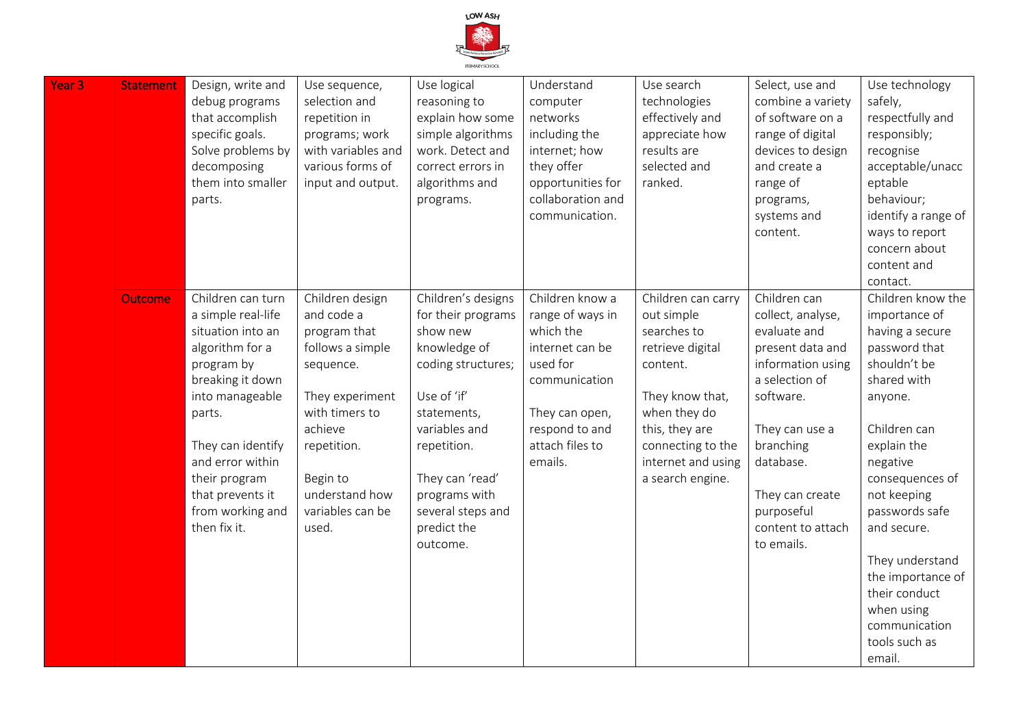| Year 3 | Statement | Design, write and debug programs that accomplish specific goals. Solve problems by decomposing them into smaller parts. | Use sequence, selection and repetition in programs; work with variables and various forms of input and output. | Use logical reasoning to explain how some simple algorithms work. Detect and correct errors in algorithms and programs. | Understand computer networks including the internet; how they offer opportunities for collaboration and communication. | Use search technologies effectively and appreciate how results are selected and ranked. | Select, use and combine a variety of software on a range of digital devices to design and create a range of programs, systems and content. | Use technology safely, respectfully and responsibly; recognise acceptable/unacceptable behaviour; identify a range of ways to report concern about content and contact. |
|---|---|---|---|---|---|---|---|---|
| | Outcome | Children can turn a simple real-life situation into an algorithm for a program by breaking it down into manageable parts.<br><br>They can identify and error within their program that prevents it from working and then fix it. | Children design and code a program that follows a simple sequence.<br><br>They experiment with timers to achieve repetition.<br><br>Begin to understand how variables can be used. | Children's designs for their programs show new knowledge of coding structures;<br><br>Use of 'if' statements, variables and repetition.<br><br>They can 'read' programs with several steps and predict the outcome. | Children know a range of ways in which the internet can be used for communication<br><br>They can open, respond to and attach files to emails. | Children can carry out simple searches to retrieve digital content.<br><br>They know that, when they do this, they are connecting to the internet and using a search engine. | Children can collect, analyse, evaluate and present data and information using a selection of software.<br><br>They can use a branching database.<br><br>They can create purposeful content to attach to emails. | Children know the importance of having a secure password that shouldn't be shared with anyone.<br><br>Children can explain the negative consequences of not keeping passwords safe and secure.<br><br>They understand the importance of their conduct when using communication tools such as email. |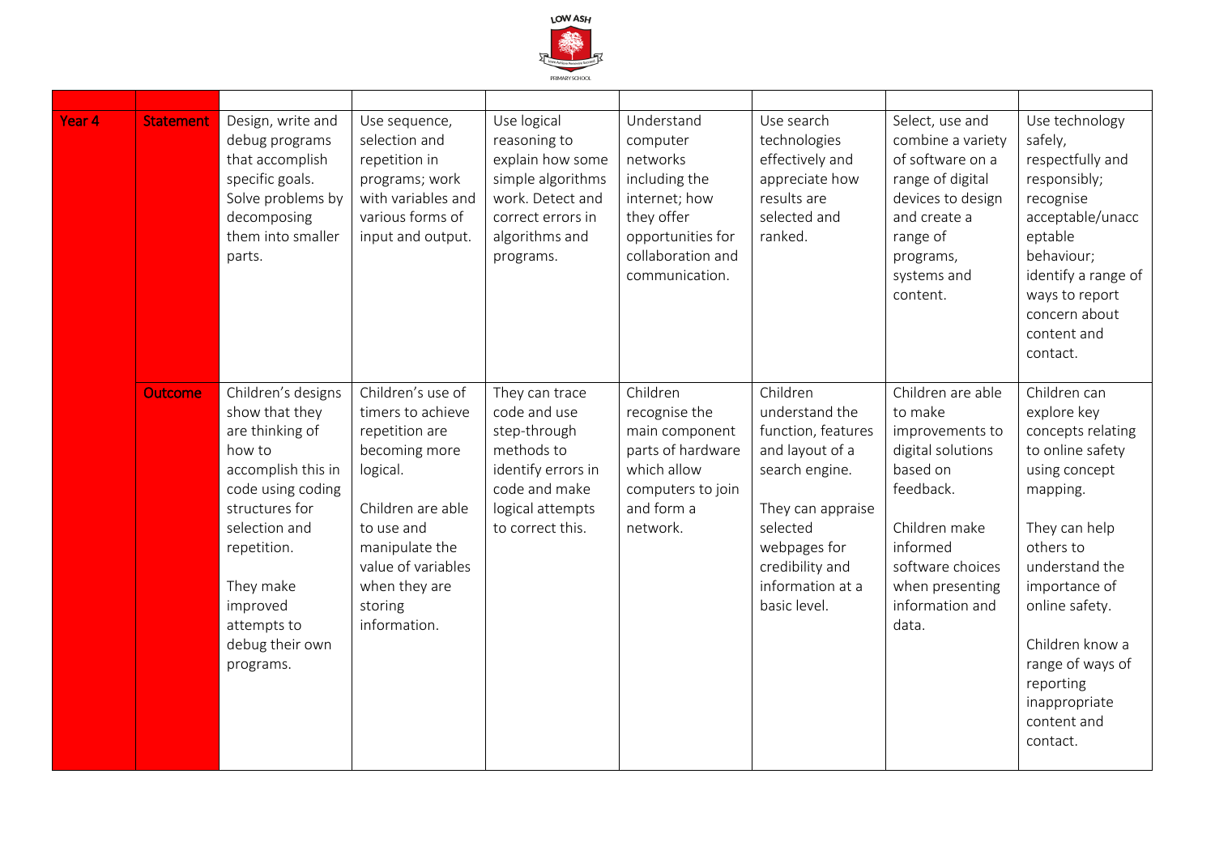| | | | | | | | | |
|---|---|---|---|---|---|---|---|---|
| Year 4 | Statement | Design, write and debug programs that accomplish specific goals. Solve problems by decomposing them into smaller parts. | Use sequence, selection and repetition in programs; work with variables and various forms of input and output. | Use logical reasoning to explain how some simple algorithms work. Detect and correct errors in algorithms and programs. | Understand computer networks including the internet; how they offer opportunities for collaboration and communication. | Use search technologies effectively and appreciate how results are selected and ranked. | Select, use and combine a variety of software on a range of digital devices to design and create a range of programs, systems and content. | Use technology safely, respectfully and responsibly; recognise acceptable/unacceptable behaviour; identify a range of ways to report concern about content and contact. |
| | Outcome | Children's designs show that they are thinking of how to accomplish this in code using coding structures for selection and repetition.<br><br>They make improved attempts to debug their own programs. | Children's use of timers to achieve repetition are becoming more logical.<br><br>Children are able to use and manipulate the value of variables when they are storing information. | They can trace code and use step-through methods to identify errors in code and make logical attempts to correct this. | Children recognise the main component parts of hardware which allow computers to join and form a network. | Children understand the function, features and layout of a search engine.<br><br>They can appraise selected webpages for credibility and information at a basic level. | Children are able to make improvements to digital solutions based on feedback.<br><br>Children make informed software choices when presenting information and data. | Children can explore key concepts relating to online safety using concept mapping.<br><br>They can help others to understand the importance of online safety.<br><br>Children know a range of ways of reporting inappropriate content and contact. |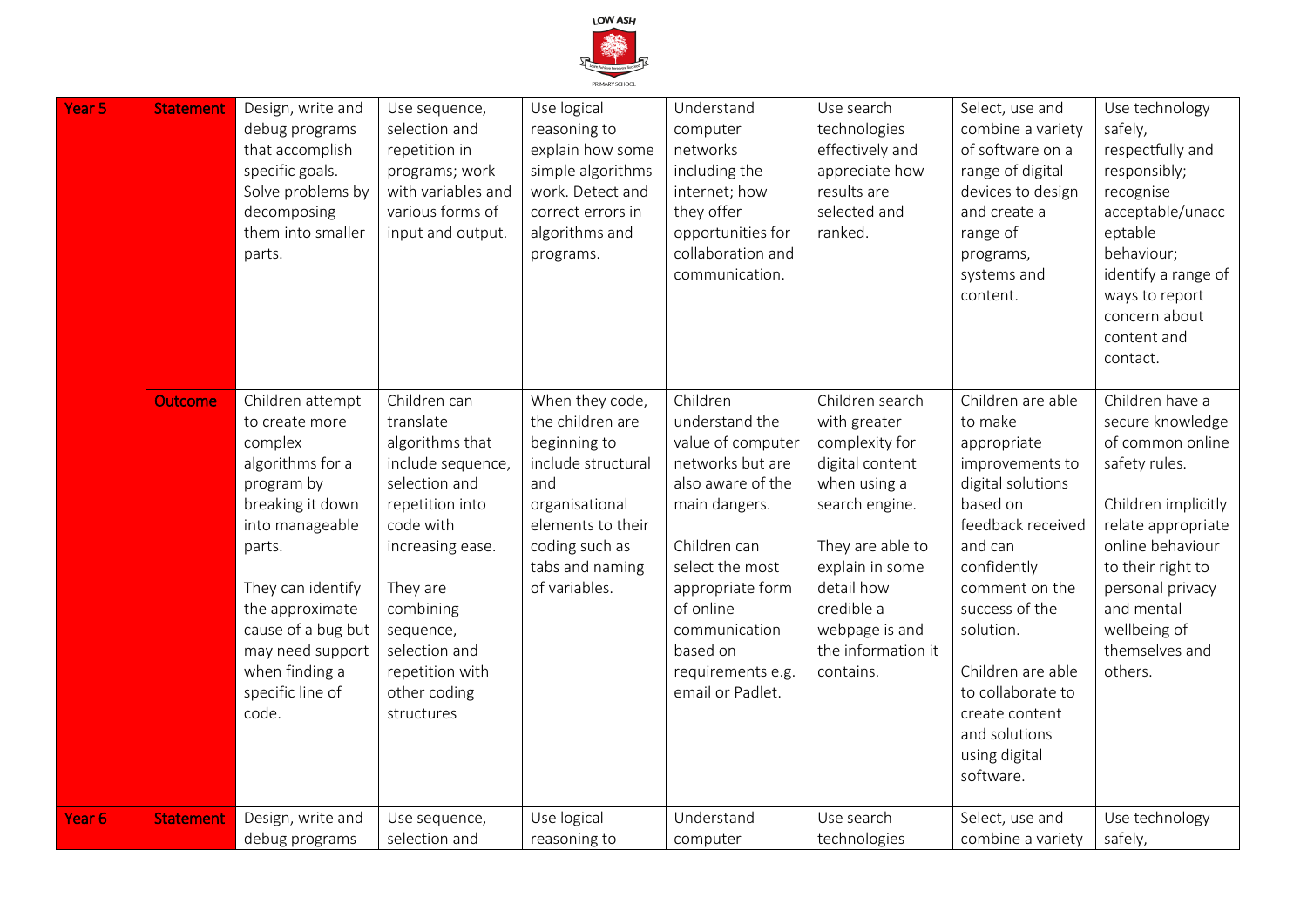| Year 5 | Statement | Design, write and debug programs that accomplish specific goals. Solve problems by decomposing them into smaller parts. | Use sequence, selection and repetition in programs; work with variables and various forms of input and output. | Use logical reasoning to explain how some simple algorithms work. Detect and correct errors in algorithms and programs. | Understand computer networks including the internet; how they offer opportunities for collaboration and communication. | Use search technologies effectively and appreciate how results are selected and ranked. | Select, use and combine a variety of software on a range of digital devices to design and create a range of programs, systems and content. | Use technology safely, respectfully and responsibly; recognise acceptable/unacceptable behaviour; identify a range of ways to report concern about content and contact. |
|---|---|---|---|---|---|---|---|---|
| | Outcome | Children attempt to create more complex algorithms for a program by breaking it down into manageable parts.<br><br>They can identify the approximate cause of a bug but may need support when finding a specific line of code. | Children can translate algorithms that include sequence, selection and repetition into code with increasing ease.<br><br>They are combining sequence, selection and repetition with other coding structures | When they code, the children are beginning to include structural and organisational elements to their coding such as tabs and naming of variables. | Children understand the value of computer networks but are also aware of the main dangers.<br><br>Children can select the most appropriate form of online communication based on requirements e.g. email or Padlet. | Children search with greater complexity for digital content when using a search engine.<br><br>They are able to explain in some detail how credible a webpage is and the information it contains. | Children are able to make appropriate improvements to digital solutions based on feedback received and can confidently comment on the success of the solution.<br><br>Children are able to collaborate to create content and solutions using digital software. | Children have a secure knowledge of common online safety rules.<br><br>Children implicitly relate appropriate online behaviour to their right to personal privacy and mental wellbeing of themselves and others. |
| Year 6 | Statement | Design, write and debug programs | Use sequence, selection and | Use logical reasoning to | Understand computer | Use search technologies | Select, use and combine a variety | Use technology safely, |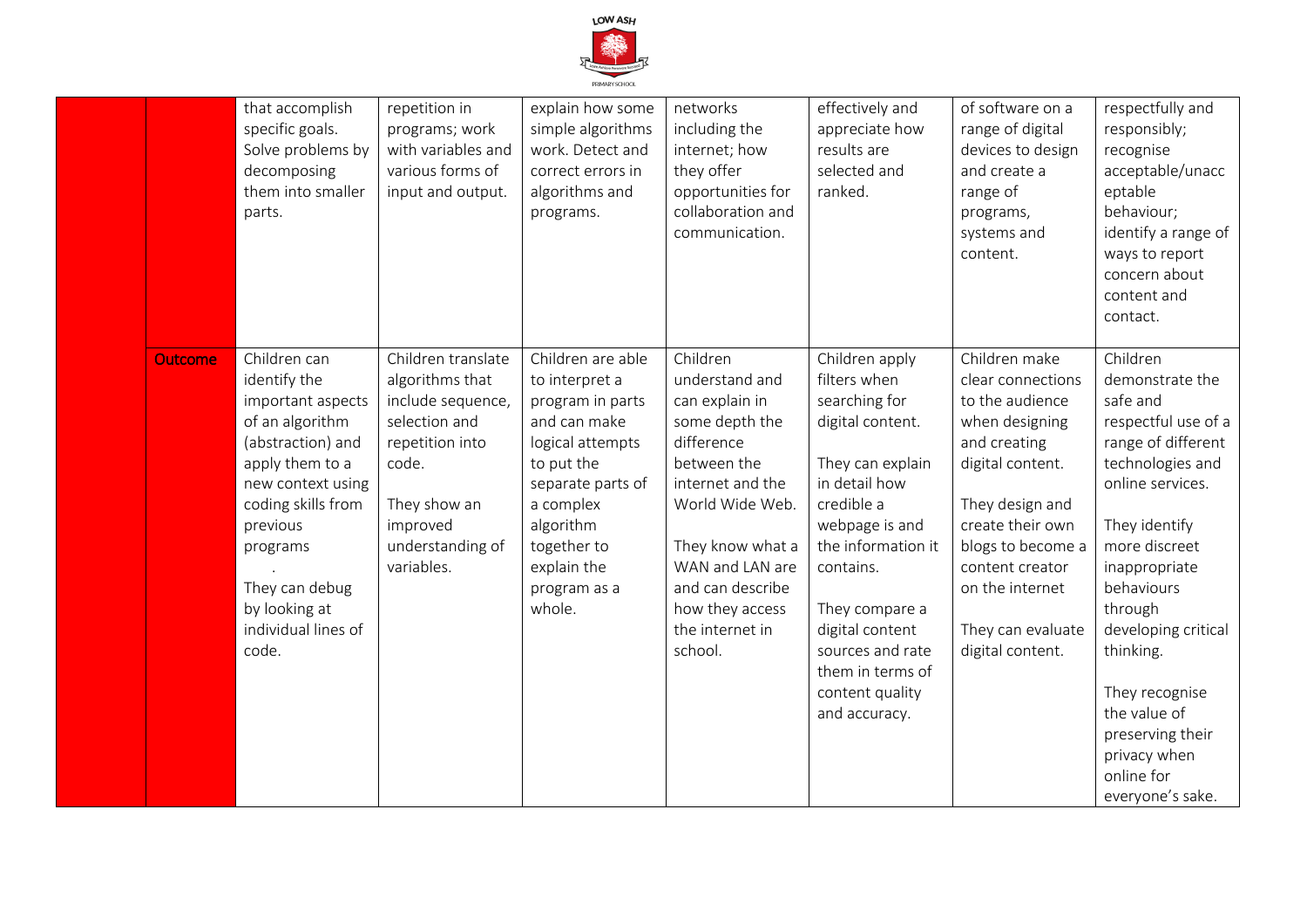| | | | | | | | | |
|---|---|---|---|---|---|---|---|---|
| | | that accomplish specific goals. Solve problems by decomposing them into smaller parts. | repetition in programs; work with variables and various forms of input and output. | explain how some simple algorithms work. Detect and correct errors in algorithms and programs. | networks including the internet; how they offer opportunities for collaboration and communication. | effectively and appreciate how results are selected and ranked. | of software on a range of digital devices to design and create a range of programs, systems and content. | respectfully and responsibly; recognise acceptable/unacceptable behaviour; identify a range of ways to report concern about content and contact. |
| | Outcome | Children can identify the important aspects of an algorithm (abstraction) and apply them to a new context using coding skills from previous programs<br>.<br>They can debug by looking at individual lines of code. | Children translate algorithms that include sequence, selection and repetition into code.<br><br>They show an improved understanding of variables. | Children are able to interpret a program in parts and can make logical attempts to put the separate parts of a complex algorithm together to explain the program as a whole. | Children understand and can explain in some depth the difference between the internet and the World Wide Web.<br><br>They know what a WAN and LAN are and can describe how they access the internet in school. | Children apply filters when searching for digital content.<br><br>They can explain in detail how credible a webpage is and the information it contains.<br><br>They compare a digital content sources and rate them in terms of content quality and accuracy. | Children make clear connections to the audience when designing and creating digital content.<br><br>They design and create their own blogs to become a content creator on the internet<br><br>They can evaluate digital content. | Children demonstrate the safe and respectful use of a range of different technologies and online services.<br><br>They identify more discreet inappropriate behaviours through developing critical thinking.<br><br>They recognise the value of preserving their privacy when online for everyone's sake. |